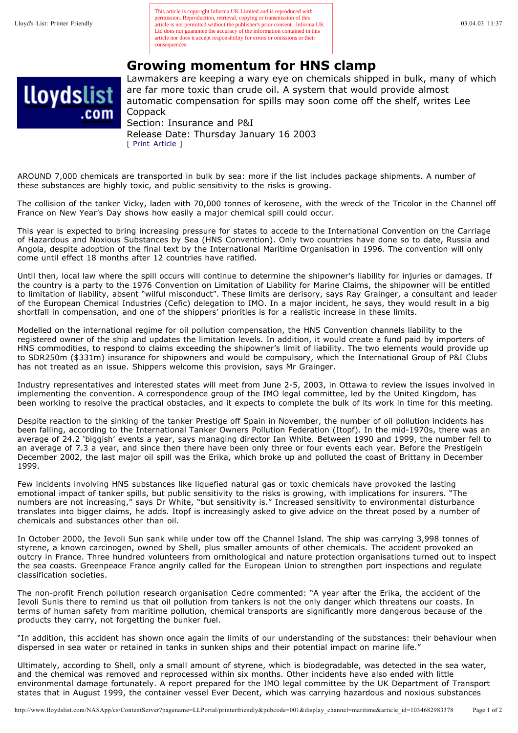This article is copyright Informa UK Limited and is reproduced with permission. Reproduction, retrieval, copying or transmission of this article is not permitted without the publisher's prior consent. Informa UK Ltd does not guarantee the accuracy of the information contained in this article nor does it accept responsibility for errors or omissions or their consequences.

# Growing momentum for HNS clamp

Lawmakers are keeping a wary eye on chemicals shipped in bulk, many of which are far more toxic than crude oil. A system that would provide almost automatic compensation for spills may soon come off the shelf, writes Lee Coppack

Section: Insurance and P&I

Release Date: Thursday January 16 2003

[ Print Article ]

AROUND 7,000 chemicals are transported in bulk by sea: more if the list includes package shipments. A number of these substances are highly toxic, and public sensitivity to the risks is growing.

The collision of the tanker Vicky, laden with 70,000 tonnes of kerosene, with the wreck of the Tricolor in the Channel off France on New Year's Day shows how easily a major chemical spill could occur.

This year is expected to bring increasing pressure for states to accede to the International Convention on the Carriage of Hazardous and Noxious Substances by Sea (HNS Convention). Only two countries have done so to date, Russia and Angola, despite adoption of the final text by the International Maritime Organisation in 1996. The convention will only come until effect 18 months after 12 countries have ratified.

Until then, local law where the spill occurs will continue to determine the shipowner's liability for injuries or damages. If the country is a party to the 1976 Convention on Limitation of Liability for Marine Claims, the shipowner will be entitled to limitation of liability, absent "wilful misconduct". These limits are derisory, says Ray Grainger, a consultant and leader of the European Chemical Industries (Cefic) delegation to IMO. In a major incident, he says, they would result in a big shortfall in compensation, and one of the shippers' priorities is for a realistic increase in these limits.

Modelled on the international regime for oil pollution compensation, the HNS Convention channels liability to the registered owner of the ship and updates the limitation levels. In addition, it would create a fund paid by importers of HNS commodities, to respond to claims exceeding the shipowner's limit of liability. The two elements would provide up to SDR250m ($331m) insurance for shipowners and would be compulsory, which the International Group of P&I Clubs has not treated as an issue. Shippers welcome this provision, says Mr Grainger.

Industry representatives and interested states will meet from June 2-5, 2003, in Ottawa to review the issues involved in implementing the convention. A correspondence group of the IMO legal committee, led by the United Kingdom, has been working to resolve the practical obstacles, and it expects to complete the bulk of its work in time for this meeting.

Despite reaction to the sinking of the tanker Prestige off Spain in November, the number of oil pollution incidents has been falling, according to the International Tanker Owners Pollution Federation (Itopf). In the mid-1970s, there was an average of 24.2 'biggish' events a year, says managing director Ian White. Between 1990 and 1999, the number fell to an average of 7.3 a year, and since then there have been only three or four events each year. Before the Prestigein December 2002, the last major oil spill was the Erika, which broke up and polluted the coast of Brittany in December 1999.

Few incidents involving HNS substances like liquefied natural gas or toxic chemicals have provoked the lasting emotional impact of tanker spills, but public sensitivity to the risks is growing, with implications for insurers. "The numbers are not increasing," says Dr White, "but sensitivity is." Increased sensitivity to environmental disturbance translates into bigger claims, he adds. Itopf is increasingly asked to give advice on the threat posed by a number of chemicals and substances other than oil.

In October 2000, the Ievoli Sun sank while under tow off the Channel Island. The ship was carrying 3,998 tonnes of styrene, a known carcinogen, owned by Shell, plus smaller amounts of other chemicals. The accident provoked an outcry in France. Three hundred volunteers from ornithological and nature protection organisations turned out to inspect the sea coasts. Greenpeace France angrily called for the European Union to strengthen port inspections and regulate classification societies.

The non-profit French pollution research organisation Cedre commented: "A year after the Erika, the accident of the Ievoli Sunis there to remind us that oil pollution from tankers is not the only danger which threatens our coasts. In terms of human safety from maritime pollution, chemical transports are significantly more dangerous because of the products they carry, not forgetting the bunker fuel.

"In addition, this accident has shown once again the limits of our understanding of the substances: their behaviour when dispersed in sea water or retained in tanks in sunken ships and their potential impact on marine life."

Ultimately, according to Shell, only a small amount of styrene, which is biodegradable, was detected in the sea water, and the chemical was removed and reprocessed within six months. Other incidents have also ended with little environmental damage fortunately. A report prepared for the IMO legal committee by the UK Department of Transport states that in August 1999, the container vessel Ever Decent, which was carrying hazardous and noxious substances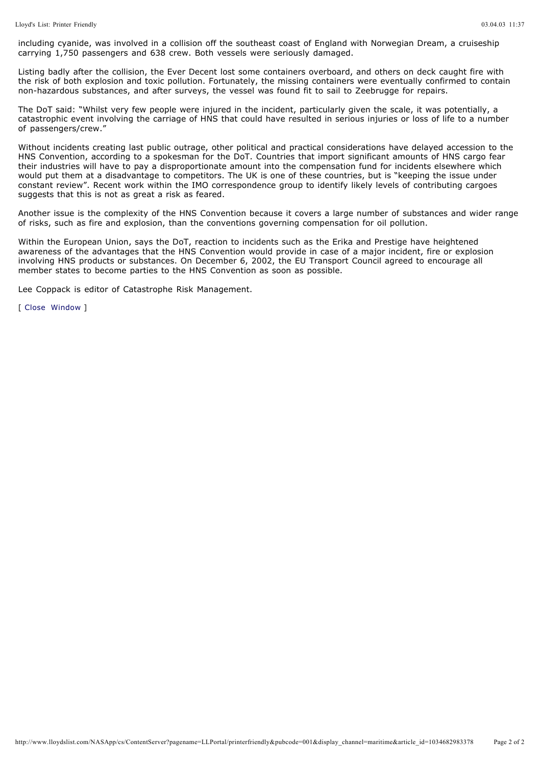including cyanide, was involved in a collision off the southeast coast of England with Norwegian Dream, a cruiseship carrying 1,750 passengers and 638 crew. Both vessels were seriously damaged.

Listing badly after the collision, the Ever Decent lost some containers overboard, and others on deck caught fire with the risk of both explosion and toxic pollution. Fortunately, the missing containers were eventually confirmed to contain non-hazardous substances, and after surveys, the vessel was found fit to sail to Zeebrugge for repairs.

The DoT said: "Whilst very few people were injured in the incident, particularly given the scale, it was potentially, a catastrophic event involving the carriage of HNS that could have resulted in serious injuries or loss of life to a number of passengers/crew."

Without incidents creating last public outrage, other political and practical considerations have delayed accession to the HNS Convention, according to a spokesman for the DoT. Countries that import significant amounts of HNS cargo fear their industries will have to pay a disproportionate amount into the compensation fund for incidents elsewhere which would put them at a disadvantage to competitors. The UK is one of these countries, but is "keeping the issue under constant review". Recent work within the IMO correspondence group to identify likely levels of contributing cargoes suggests that this is not as great a risk as feared.

Another issue is the complexity of the HNS Convention because it covers a large number of substances and wider range of risks, such as fire and explosion, than the conventions governing compensation for oil pollution.

Within the European Union, says the DoT, reaction to incidents such as the Erika and Prestige have heightened awareness of the advantages that the HNS Convention would provide in case of a major incident, fire or explosion involving HNS products or substances. On December 6, 2002, the EU Transport Council agreed to encourage all member states to become parties to the HNS Convention as soon as possible.

Lee Coppack is editor of Catastrophe Risk Management.

[ Close Window ]